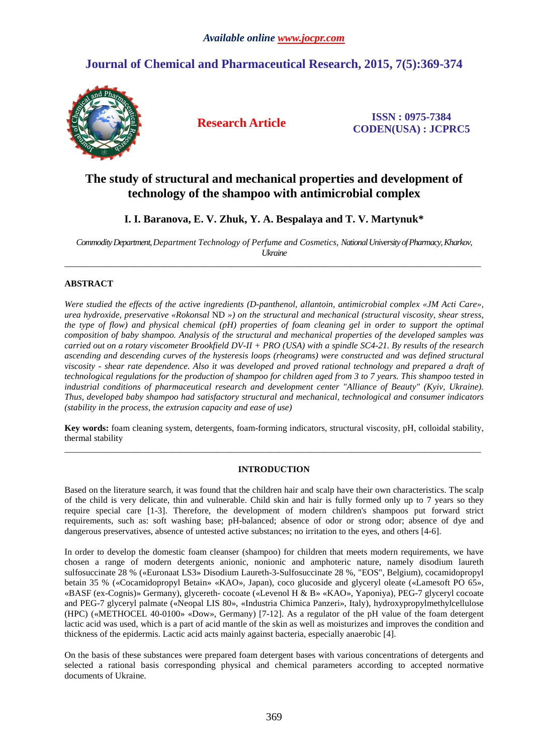# The study of structural and mechanical properties and development of technology of the shampoo with antimicrobial complex

**I. I. Baranova, E. V. Zhuk, Y. A. Bespalaya and T. V. Martynuk***

*Commodity Department, Department Technology of Perfume and Cosmetics, National University of Pharmacy, Kharkov, Ukraine*

---

## ABSTRACT

*Were studied the effects of the active ingredients (D-panthenol, allantoin, antimicrobial complex «JM Acti Care», urea hydroxide, preservative «Rokonsal ND ») on the structural and mechanical (structural viscosity, shear stress, the type of flow) and physical chemical (pH) properties of foam cleaning gel in order to support the optimal composition of baby shampoo. Analysis of the structural and mechanical properties of the developed samples was carried out on a rotary viscometer Brookfield DV-II + PRO (USA) with a spindle SC4-21. By results of the research ascending and descending curves of the hysteresis loops (rheograms) were constructed and was defined structural viscosity - shear rate dependence. Also it was developed and proved rational technology and prepared a draft of technological regulations for the production of shampoo for children aged from 3 to 7 years. This shampoo tested in industrial conditions of pharmaceutical research and development center "Alliance of Beauty" (Kyiv, Ukraine). Thus, developed baby shampoo had satisfactory structural and mechanical, technological and consumer indicators (stability in the process, the extrusion capacity and ease of use)*

**Key words:** foam cleaning system, detergents, foam-forming indicators, structural viscosity, pH, colloidal stability, thermal stability

---

## INTRODUCTION

Based on the literature search, it was found that the children hair and scalp have their own characteristics. The scalp of the child is very delicate, thin and vulnerable. Child skin and hair is fully formed only up to 7 years so they require special care [1-3]. Therefore, the development of modern children's shampoos put forward strict requirements, such as: soft washing base; pH-balanced; absence of odor or strong odor; absence of dye and dangerous preservatives, absence of untested active substances; no irritation to the eyes, and others [4-6].

In order to develop the domestic foam cleanser (shampoo) for children that meets modern requirements, we have chosen a range of modern detergents anionic, nonionic and amphoteric nature, namely disodium laureth sulfosuccinate 28 % («Euronaat LS3» Disodium Laureth-3-Sulfosuccinate 28 %, "EOS", Belgium), cocamidopropyl betain 35 % («Cocamidopropyl Betain» «KAO», Japan), coco glucoside and glyceryl oleate («Lamesoft PO 65», «BASF (ex-Cognis)» Germany), glycereth- cocoate («Levenol H & B» «KAO», Yaponiya), PEG-7 glyceryl cocoate and PEG-7 glyceryl palmate («Neopal LIS 80», «Industria Chimica Panzeri», Italy), hydroxypropylmethylcellulose (HPC) («METHOCEL 40-0100» «Dow», Germany) [7-12]. As a regulator of the pH value of the foam detergent lactic acid was used, which is a part of acid mantle of the skin as well as moisturizes and improves the condition and thickness of the epidermis. Lactic acid acts mainly against bacteria, especially anaerobic [4].

On the basis of these substances were prepared foam detergent bases with various concentrations of detergents and selected a rational basis corresponding physical and chemical parameters according to accepted normative documents of Ukraine.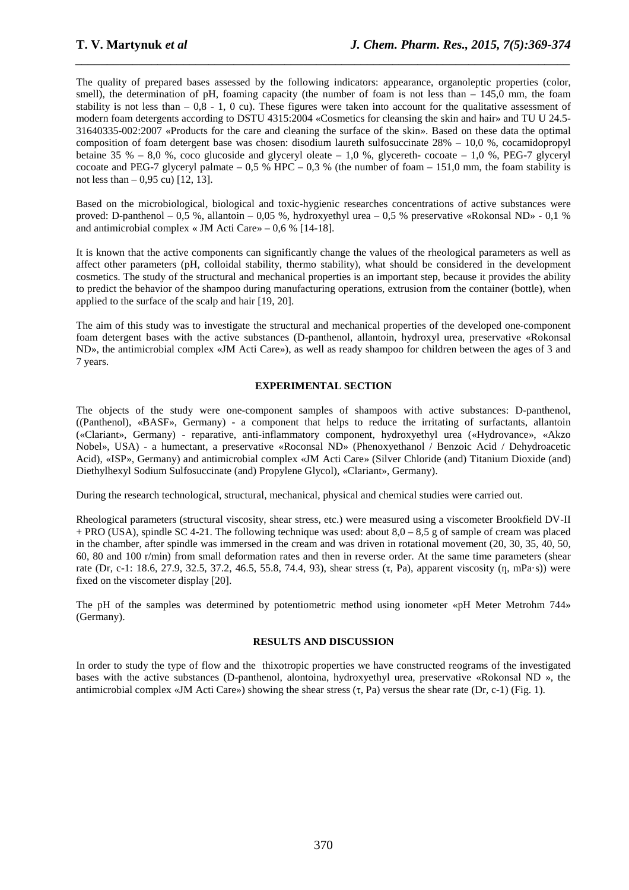The quality of prepared bases assessed by the following indicators: appearance, organoleptic properties (color, smell), the determination of pH, foaming capacity (the number of foam is not less than – 145,0 mm, the foam stability is not less than – 0,8 - 1, 0 cu). These figures were taken into account for the qualitative assessment of modern foam detergents according to DSTU 4315:2004 «Cosmetics for cleansing the skin and hair» and TU U 24.5-31640335-002:2007 «Products for the care and cleaning the surface of the skin». Based on these data the optimal composition of foam detergent base was chosen: disodium laureth sulfosuccinate 28% – 10,0 %, cocamidopropyl betaine 35 % – 8,0 %, coco glucoside and glyceryl oleate – 1,0 %, glycereth- cocoate – 1,0 %, PEG-7 glyceryl cocoate and PEG-7 glyceryl palmate – 0,5 % HPC – 0,3 % (the number of foam – 151,0 mm, the foam stability is not less than – 0,95 cu) [12, 13].

Based on the microbiological, biological and toxic-hygienic researches concentrations of active substances were proved: D-panthenol – 0,5 %, allantoin – 0,05 %, hydroxyethyl urea – 0,5 % preservative «Rokonsal ND» - 0,1 % and antimicrobial complex « JM Acti Care» – 0,6 % [14-18].

It is known that the active components can significantly change the values of the rheological parameters as well as affect other parameters (pH, colloidal stability, thermo stability), what should be considered in the development cosmetics. The study of the structural and mechanical properties is an important step, because it provides the ability to predict the behavior of the shampoo during manufacturing operations, extrusion from the container (bottle), when applied to the surface of the scalp and hair [19, 20].

The aim of this study was to investigate the structural and mechanical properties of the developed one-component foam detergent bases with the active substances (D-panthenol, allantoin, hydroxyl urea, preservative «Rokonsal ND», the antimicrobial complex «JM Acti Care»), as well as ready shampoo for children between the ages of 3 and 7 years.

## EXPERIMENTAL SECTION

The objects of the study were one-component samples of shampoos with active substances: D-panthenol, ((Panthenol), «BASF», Germany) - a component that helps to reduce the irritating of surfactants, allantoin («Clariant», Germany) - reparative, anti-inflammatory component, hydroxyethyl urea («Hydrovance», «Akzo Nobel», USA) - a humectant, a preservative «Roconsal ND» (Phenoxyethanol / Benzoic Acid / Dehydroacetic Acid), «ISP», Germany) and antimicrobial complex «JM Acti Care» (Silver Chloride (and) Titanium Dioxide (and) Diethylhexyl Sodium Sulfosuccinate (and) Propylene Glycol), «Clariant», Germany).

During the research technological, structural, mechanical, physical and chemical studies were carried out.

Rheological parameters (structural viscosity, shear stress, etc.) were measured using a viscometer Brookfield DV-II + PRO (USA), spindle SC 4-21. The following technique was used: about 8,0 – 8,5 g of sample of cream was placed in the chamber, after spindle was immersed in the cream and was driven in rotational movement (20, 30, 35, 40, 50, 60, 80 and 100 r/min) from small deformation rates and then in reverse order. At the same time parameters (shear rate (Dr, $c^{-1}$: 18.6, 27.9, 32.5, 37.2, 46.5, 55.8, 74.4, 93), shear stress ($\tau$, Pa), apparent viscosity ($\eta$, mPa·s)) were fixed on the viscometer display [20].

The pH of the samples was determined by potentiometric method using ionometer «pH Meter Metrohm 744» (Germany).

## RESULTS AND DISCUSSION

In order to study the type of flow and the thixotropic properties we have constructed reograms of the investigated bases with the active substances (D-panthenol, alontoina, hydroxyethyl urea, preservative «Rokonsal ND », the antimicrobial complex «JM Acti Care») showing the shear stress ($\tau$, Pa) versus the shear rate (Dr, $c^{-1}$) (Fig. 1).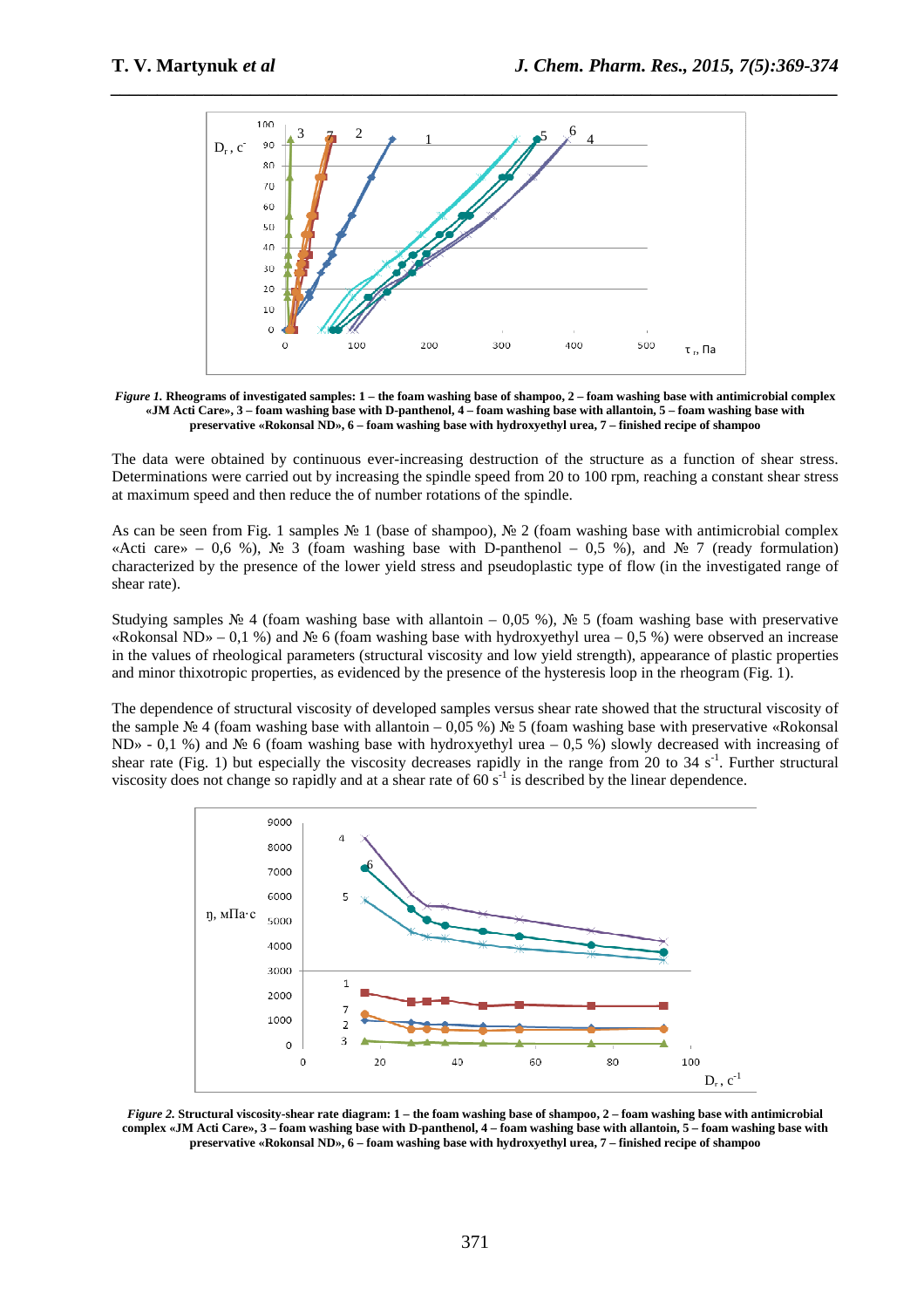*Figure 1.* **Rheograms of investigated samples: 1 – the foam washing base of shampoo, 2 – foam washing base with antimicrobial complex «JM Acti Care», 3 – foam washing base with D-panthenol, 4 – foam washing base with allantoin, 5 – foam washing base with preservative «Rokonsal ND», 6 – foam washing base with hydroxyethyl urea, 7 – finished recipe of shampoo**

The data were obtained by continuous ever-increasing destruction of the structure as a function of shear stress. Determinations were carried out by increasing the spindle speed from 20 to 100 rpm, reaching a constant shear stress at maximum speed and then reduce the of number rotations of the spindle.

As can be seen from Fig. 1 samples № 1 (base of shampoo), № 2 (foam washing base with antimicrobial complex «Acti care» – 0,6 %), № 3 (foam washing base with D-panthenol – 0,5 %), and № 7 (ready formulation) characterized by the presence of the lower yield stress and pseudoplastic type of flow (in the investigated range of shear rate).

Studying samples № 4 (foam washing base with allantoin – 0,05 %), № 5 (foam washing base with preservative «Rokonsal ND» – 0,1 %) and № 6 (foam washing base with hydroxyethyl urea – 0,5 %) were observed an increase in the values of rheological parameters (structural viscosity and low yield strength), appearance of plastic properties and minor thixotropic properties, as evidenced by the presence of the hysteresis loop in the rheogram (Fig. 1).

The dependence of structural viscosity of developed samples versus shear rate showed that the structural viscosity of the sample № 4 (foam washing base with allantoin – 0,05 %) № 5 (foam washing base with preservative «Rokonsal ND» - 0,1 %) and № 6 (foam washing base with hydroxyethyl urea – 0,5 %) slowly decreased with increasing of shear rate (Fig. 1) but especially the viscosity decreases rapidly in the range from 20 to 34 $s^{-1}$. Further structural viscosity does not change so rapidly and at a shear rate of 60 $s^{-1}$ is described by the linear dependence.

*Figure 2.* **Structural viscosity-shear rate diagram: 1 – the foam washing base of shampoo, 2 – foam washing base with antimicrobial complex «JM Acti Care», 3 – foam washing base with D-panthenol, 4 – foam washing base with allantoin, 5 – foam washing base with preservative «Rokonsal ND», 6 – foam washing base with hydroxyethyl urea, 7 – finished recipe of shampoo**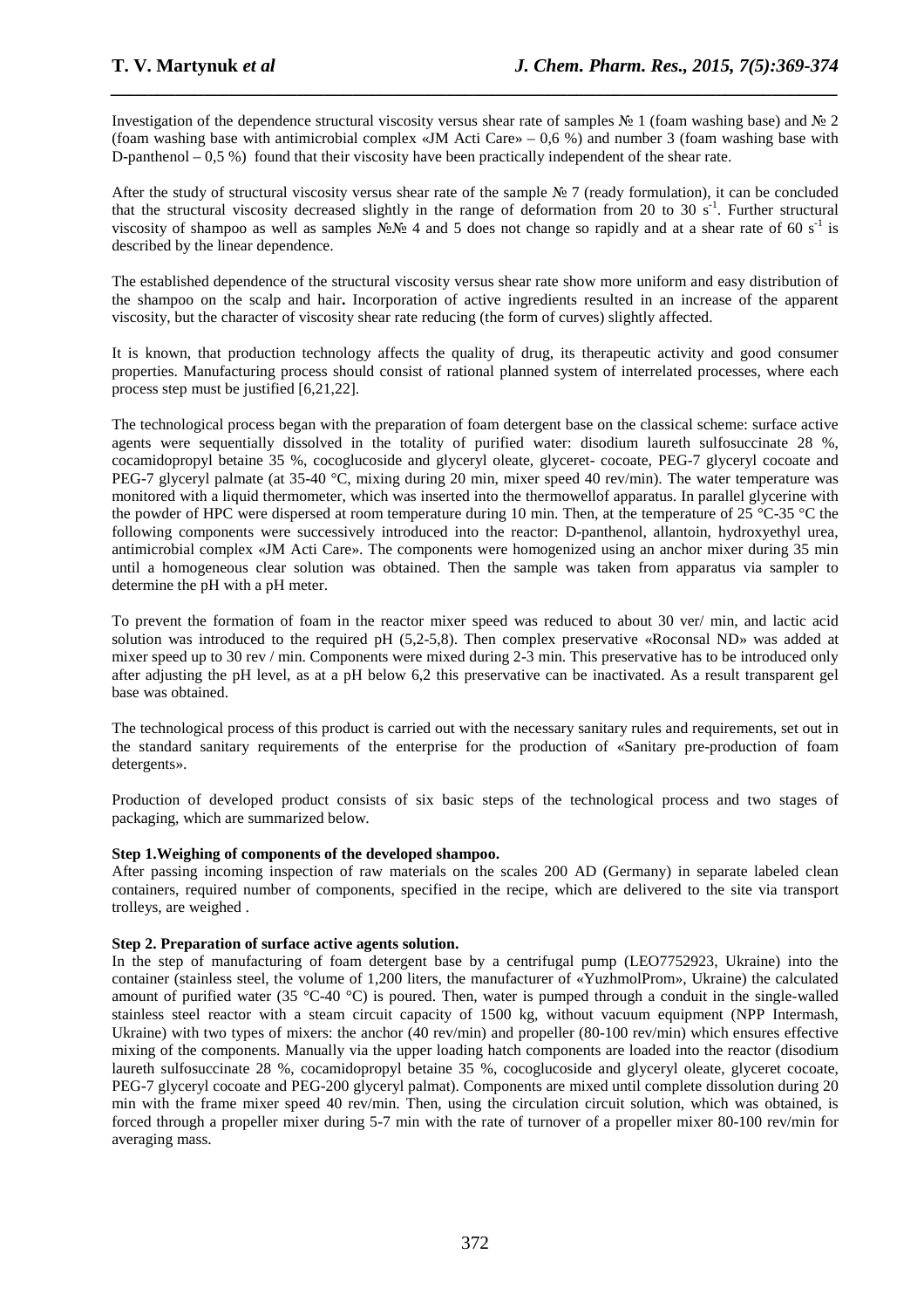Investigation of the dependence structural viscosity versus shear rate of samples № 1 (foam washing base) and № 2 (foam washing base with antimicrobial complex «JM Acti Care» – 0,6 %) and number 3 (foam washing base with D-panthenol – 0,5 %) found that their viscosity have been practically independent of the shear rate.

After the study of structural viscosity versus shear rate of the sample № 7 (ready formulation), it can be concluded that the structural viscosity decreased slightly in the range of deformation from 20 to 30 $s^{-1}$. Further structural viscosity of shampoo as well as samples №№ 4 and 5 does not change so rapidly and at a shear rate of 60 $s^{-1}$ is described by the linear dependence.

The established dependence of the structural viscosity versus shear rate show more uniform and easy distribution of the shampoo on the scalp and hair**.** Incorporation of active ingredients resulted in an increase of the apparent viscosity, but the character of viscosity shear rate reducing (the form of curves) slightly affected.

It is known, that production technology affects the quality of drug, its therapeutic activity and good consumer properties. Manufacturing process should consist of rational planned system of interrelated processes, where each process step must be justified [6,21,22].

The technological process began with the preparation of foam detergent base on the classical scheme: surface active agents were sequentially dissolved in the totality of purified water: disodium laureth sulfosuccinate 28 %, cocamidopropyl betaine 35 %, cocoglucoside and glyceryl oleate, glyceret- cocoate, PEG-7 glyceryl cocoate and PEG-7 glyceryl palmate (at 35-40 °C, mixing during 20 min, mixer speed 40 rev/min). The water temperature was monitored with a liquid thermometer, which was inserted into the thermowellof apparatus. In parallel glycerine with the powder of HPC were dispersed at room temperature during 10 min. Then, at the temperature of 25 °C-35 °C the following components were successively introduced into the reactor: D-panthenol, allantoin, hydroxyethyl urea, antimicrobial complex «JM Acti Care». The components were homogenized using an anchor mixer during 35 min until a homogeneous clear solution was obtained. Then the sample was taken from apparatus via sampler to determine the pH with a pH meter.

To prevent the formation of foam in the reactor mixer speed was reduced to about 30 ver/ min, and lactic acid solution was introduced to the required pH (5,2-5,8). Then complex preservative «Roconsal ND» was added at mixer speed up to 30 rev / min. Components were mixed during 2-3 min. This preservative has to be introduced only after adjusting the pH level, as at a pH below 6,2 this preservative can be inactivated. As a result transparent gel base was obtained.

The technological process of this product is carried out with the necessary sanitary rules and requirements, set out in the standard sanitary requirements of the enterprise for the production of «Sanitary pre-production of foam detergents».

Production of developed product consists of six basic steps of the technological process and two stages of packaging, which are summarized below.

**Step 1.Weighing of components of the developed shampoo.**

After passing incoming inspection of raw materials on the scales 200 AD (Germany) in separate labeled clean containers, required number of components, specified in the recipe, which are delivered to the site via transport trolleys, are weighed .

**Step 2. Preparation of surface active agents solution.**

In the step of manufacturing of foam detergent base by a centrifugal pump (LEO7752923, Ukraine) into the container (stainless steel, the volume of 1,200 liters, the manufacturer of «YuzhmolProm», Ukraine) the calculated amount of purified water (35 °C-40 °C) is poured. Then, water is pumped through a conduit in the single-walled stainless steel reactor with a steam circuit capacity of 1500 kg, without vacuum equipment (NPP Intermash, Ukraine) with two types of mixers: the anchor (40 rev/min) and propeller (80-100 rev/min) which ensures effective mixing of the components. Manually via the upper loading hatch components are loaded into the reactor (disodium laureth sulfosuccinate 28 %, cocamidopropyl betaine 35 %, cocoglucoside and glyceryl oleate, glyceret cocoate, PEG-7 glyceryl cocoate and PEG-200 glyceryl palmat). Components are mixed until complete dissolution during 20 min with the frame mixer speed 40 rev/min. Then, using the circulation circuit solution, which was obtained, is forced through a propeller mixer during 5-7 min with the rate of turnover of a propeller mixer 80-100 rev/min for averaging mass.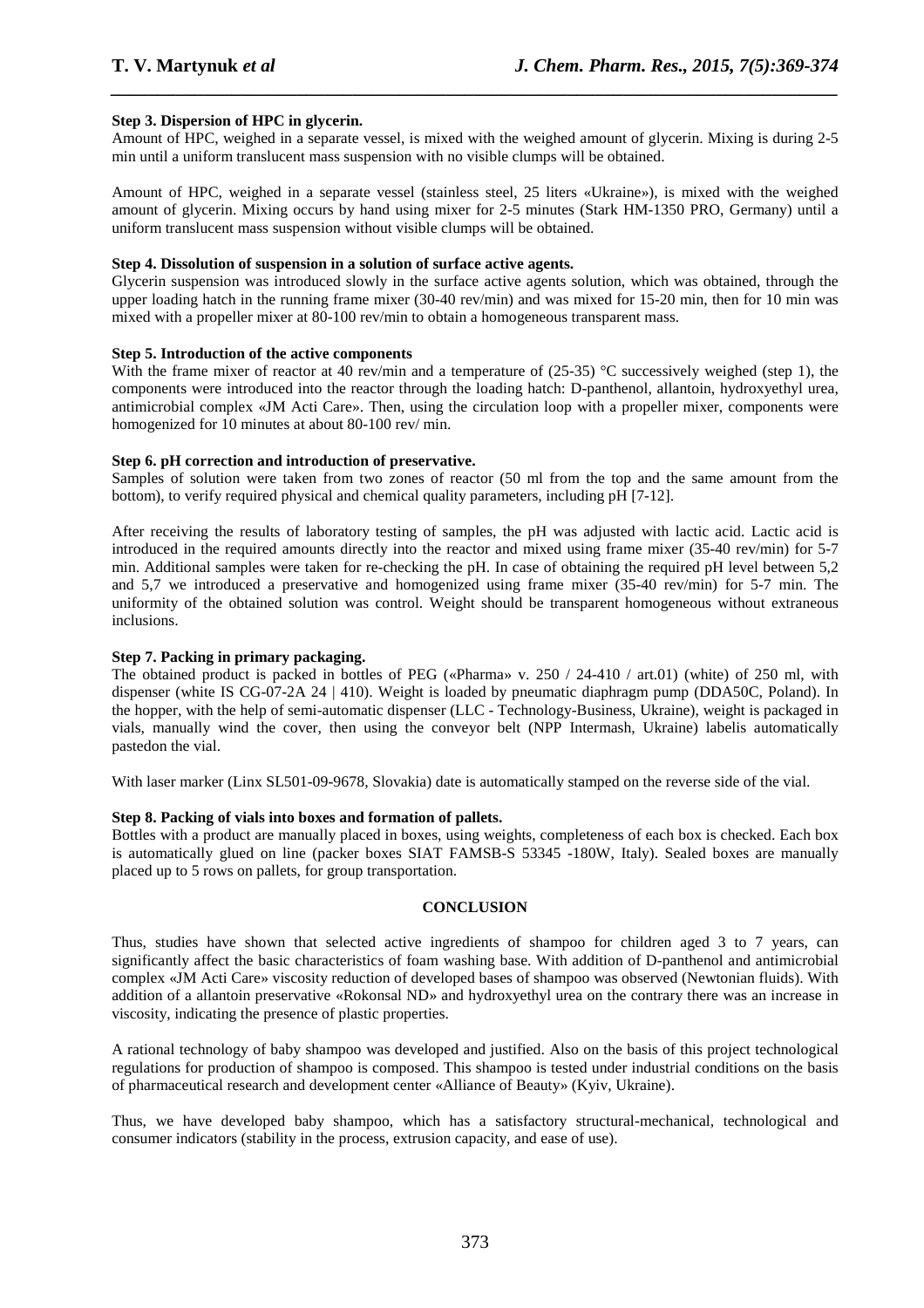**Step 3. Dispersion of HPC in glycerin.**

Amount of HPC, weighed in a separate vessel, is mixed with the weighed amount of glycerin. Mixing is during 2-5 min until a uniform translucent mass suspension with no visible clumps will be obtained.

Amount of HPC, weighed in a separate vessel (stainless steel, 25 liters «Ukraine»), is mixed with the weighed amount of glycerin. Mixing occurs by hand using mixer for 2-5 minutes (Stark HM-1350 PRO, Germany) until a uniform translucent mass suspension without visible clumps will be obtained.

**Step 4. Dissolution of suspension in a solution of surface active agents.**

Glycerin suspension was introduced slowly in the surface active agents solution, which was obtained, through the upper loading hatch in the running frame mixer (30-40 rev/min) and was mixed for 15-20 min, then for 10 min was mixed with a propeller mixer at 80-100 rev/min to obtain a homogeneous transparent mass.

**Step 5. Introduction of the active components**

With the frame mixer of reactor at 40 rev/min and a temperature of (25-35) °C successively weighed (step 1), the components were introduced into the reactor through the loading hatch: D-panthenol, allantoin, hydroxyethyl urea, antimicrobial complex «JM Acti Care». Then, using the circulation loop with a propeller mixer, components were homogenized for 10 minutes at about 80-100 rev/ min.

**Step 6. pH correction and introduction of preservative.**

Samples of solution were taken from two zones of reactor (50 ml from the top and the same amount from the bottom), to verify required physical and chemical quality parameters, including pH [7-12].

After receiving the results of laboratory testing of samples, the pH was adjusted with lactic acid. Lactic acid is introduced in the required amounts directly into the reactor and mixed using frame mixer (35-40 rev/min) for 5-7 min. Additional samples were taken for re-checking the pH. In case of obtaining the required pH level between 5,2 and 5,7 we introduced a preservative and homogenized using frame mixer (35-40 rev/min) for 5-7 min. The uniformity of the obtained solution was control. Weight should be transparent homogeneous without extraneous inclusions.

**Step 7. Packing in primary packaging.**

The obtained product is packed in bottles of PEG («Pharma» v. 250 / 24-410 / art.01) (white) of 250 ml, with dispenser (white IS CG-07-2A 24 | 410). Weight is loaded by pneumatic diaphragm pump (DDA50C, Poland). In the hopper, with the help of semi-automatic dispenser (LLC - Technology-Business, Ukraine), weight is packaged in vials, manually wind the cover, then using the conveyor belt (NPP Intermash, Ukraine) labelis automatically pastedon the vial.

With laser marker (Linx SL501-09-9678, Slovakia) date is automatically stamped on the reverse side of the vial.

**Step 8. Packing of vials into boxes and formation of pallets.**

Bottles with a product are manually placed in boxes, using weights, completeness of each box is checked. Each box is automatically glued on line (packer boxes SIAT FAMSB-S 53345 -180W, Italy). Sealed boxes are manually placed up to 5 rows on pallets, for group transportation.

## CONCLUSION

Thus, studies have shown that selected active ingredients of shampoo for children aged 3 to 7 years, can significantly affect the basic characteristics of foam washing base. With addition of D-panthenol and antimicrobial complex «JM Acti Care» viscosity reduction of developed bases of shampoo was observed (Newtonian fluids). With addition of a allantoin preservative «Rokonsal ND» and hydroxyethyl urea on the contrary there was an increase in viscosity, indicating the presence of plastic properties.

A rational technology of baby shampoo was developed and justified. Also on the basis of this project technological regulations for production of shampoo is composed. This shampoo is tested under industrial conditions on the basis of pharmaceutical research and development center «Alliance of Beauty» (Kyiv, Ukraine).

Thus, we have developed baby shampoo, which has a satisfactory structural-mechanical, technological and consumer indicators (stability in the process, extrusion capacity, and ease of use).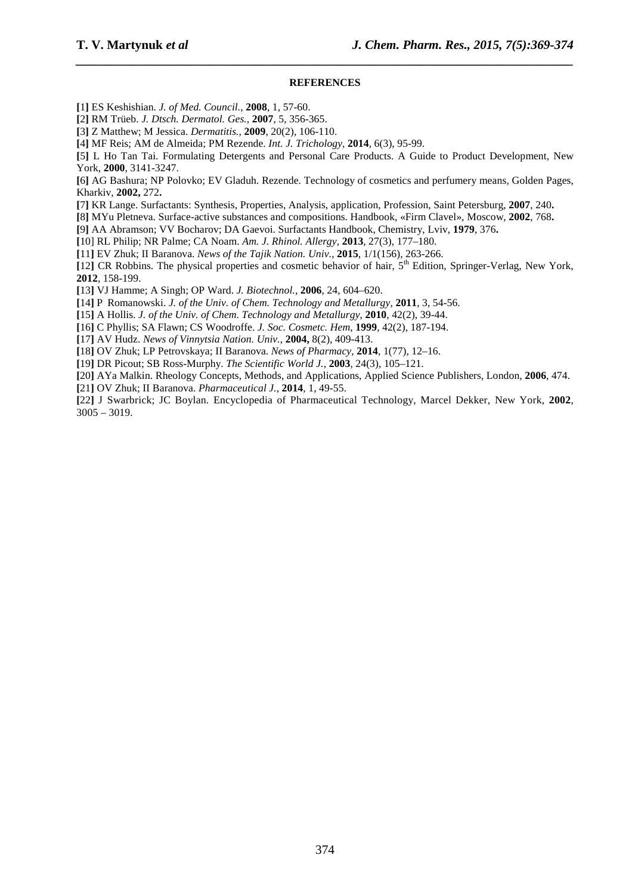**REFERENCES**

**[1]** ES Keshishian. *J. of Med. Council.*, **2008**, 1, 57-60.

**[2]** RM Trüeb. *J. Dtsch. Dermatol. Ges.*, **2007**, 5, 356-365.

**[3]** Z Matthew; M Jessica. *Dermatitis.*, **2009**, 20(2), 106-110.

**[4]** MF Reis; AM de Almeida; PM Rezende. *Int. J. Trichology*, **2014**, 6(3), 95-99.

**[5]** L Ho Tan Tai. Formulating Detergents and Personal Care Products. A Guide to Product Development, New York, **2000**, 3141-3247.

**[6]** AG Bashura; NP Polovko; EV Gladuh. Rezende. Technology of cosmetics and perfumery means, Golden Pages, Kharkiv, **2002,** 272**.**

**[7]** KR Lange. Surfactants: Synthesis, Properties, Analysis, application, Profession, Saint Petersburg, **2007**, 240**.**

**[8]** MYu Pletneva. Surface-active substances and compositions. Handbook, «Firm Clavel», Moscow, **2002**, 768**.**

**[9]** AA Abramson; VV Bocharov; DA Gaevoi. Surfactants Handbook, Chemistry, Lviv, **1979**, 376**.**

**[**10] RL Philip; NR Palme; CA Noam. *Am. J. Rhinol. Allergy*, **2013**, 27(3), 177–180.

**[**11**]** EV Zhuk; II Baranova. *News of the Tajik Nation. Univ.*, **2015**, 1/1(156), 263-266.

**[**12**]** CR Robbins. The physical properties and cosmetic behavior of hair, 5th Edition, Springer-Verlag, New York, **2012**, 158-199.

**[**13**]** VJ Hamme; A Singh; OP Ward. *J. Biotechnol.*, **2006**, 24, 604–620.

**[**14**]** P Romanowski. *J. of the Univ. of Chem. Technology and Metallurgy*, **2011**, 3, 54-56.

**[**15**]** A Hollis. *J. of the Univ. of Chem. Technology and Metallurgy*, **2010**, 42(2), 39-44.

**[**16**]** C Phyllis; SA Flawn; CS Woodroffe. *J. Soc. Cosmetc. Hem*, **1999**, 42(2), 187-194.

**[**17**]** AV Hudz. *News of Vinnytsia Nation. Univ.*, **2004,** 8(2), 409-413.

**[**18**]** OV Zhuk; LP Petrovskaya; II Baranova. *News of Pharmacy*, **2014**, 1(77), 12–16.

**[**19**]** DR Picout; SB Ross-Murphy. *The Scientific World J.*, **2003**, 24(3), 105–121.

**[**20**]** AYa Malkin. Rheology Concepts, Methods, and Applications, Applied Science Publishers, London, **2006**, 474.

**[**21**]** OV Zhuk; II Baranova. *Pharmaceutical J.*, **2014**, 1, 49-55.

**[**22**]** J Swarbrick; JC Boylan. Encyclopedia of Pharmaceutical Technology, Marcel Dekker, New York, **2002**, 3005 – 3019.